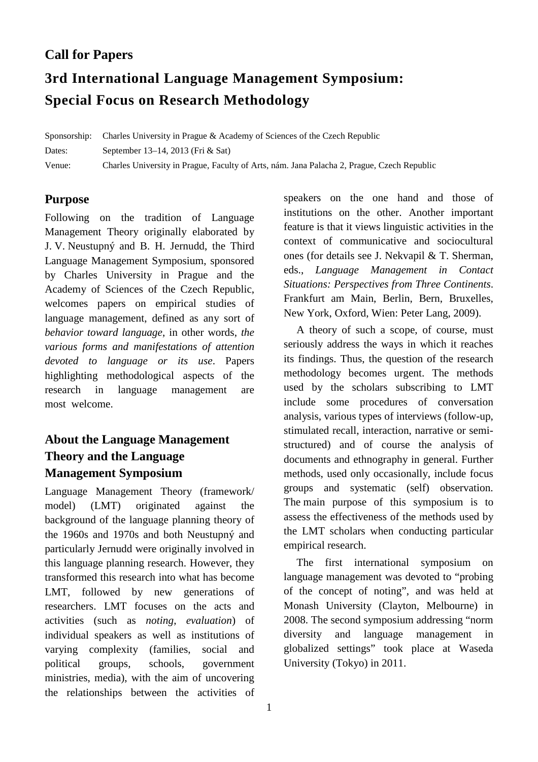## Call for Papers

# 3rd International Language Management Symposium: Special Focus on Research Methodology

Sponsorship: Charles University in Prague & Academy of Sciences of the Czech Republic

Dates: September 13–14, 2013 (Fri & Sat)

Venue: Charles University in Prague, Faculty of Arts, nám. Jana Palacha 2, Prague, Czech Republic

## Purpose

Following on the tradition of Language Management Theory originally elaborated by J. V. Neustupný and B. H. Jernudd, the Third Language Management Symposium, sponsored by Charles University in Prague and the Academy of Sciences of the Czech Republic, welcomes papers on empirical studies of language management, defined as any sort of *behavior toward language*, in other words, *the various forms and manifestations of attention devoted to language or its use*. Papers highlighting methodological aspects of the research in language management are most welcome.

## About the Language Management Theory and the Language Management Symposium

Language Management Theory (framework/ model) (LMT) originated against the background of the language planning theory of the 1960s and 1970s and both Neustupný and particularly Jernudd were originally involved in this language planning research. However, they transformed this research into what has become LMT, followed by new generations of researchers. LMT focuses on the acts and activities (such as *noting*, *evaluation*) of individual speakers as well as institutions of varying complexity (families, social and political groups, schools, government ministries, media), with the aim of uncovering the relationships between the activities of speakers on the one hand and those of institutions on the other. Another important feature is that it views linguistic activities in the context of communicative and sociocultural ones (for details see J. Nekvapil & T. Sherman, eds., *Language Management in Contact Situations: Perspectives from Three Continents*. Frankfurt am Main, Berlin, Bern, Bruxelles, New York, Oxford, Wien: Peter Lang, 2009).

A theory of such a scope, of course, must seriously address the ways in which it reaches its findings. Thus, the question of the research methodology becomes urgent. The methods used by the scholars subscribing to LMT include some procedures of conversation analysis, various types of interviews (follow-up, stimulated recall, interaction, narrative or semi-structured) and of course the analysis of documents and ethnography in general. Further methods, used only occasionally, include focus groups and systematic (self) observation. The main purpose of this symposium is to assess the effectiveness of the methods used by the LMT scholars when conducting particular empirical research.

The first international symposium on language management was devoted to "probing of the concept of noting", and was held at Monash University (Clayton, Melbourne) in 2008. The second symposium addressing "norm diversity and language management in globalized settings" took place at Waseda University (Tokyo) in 2011.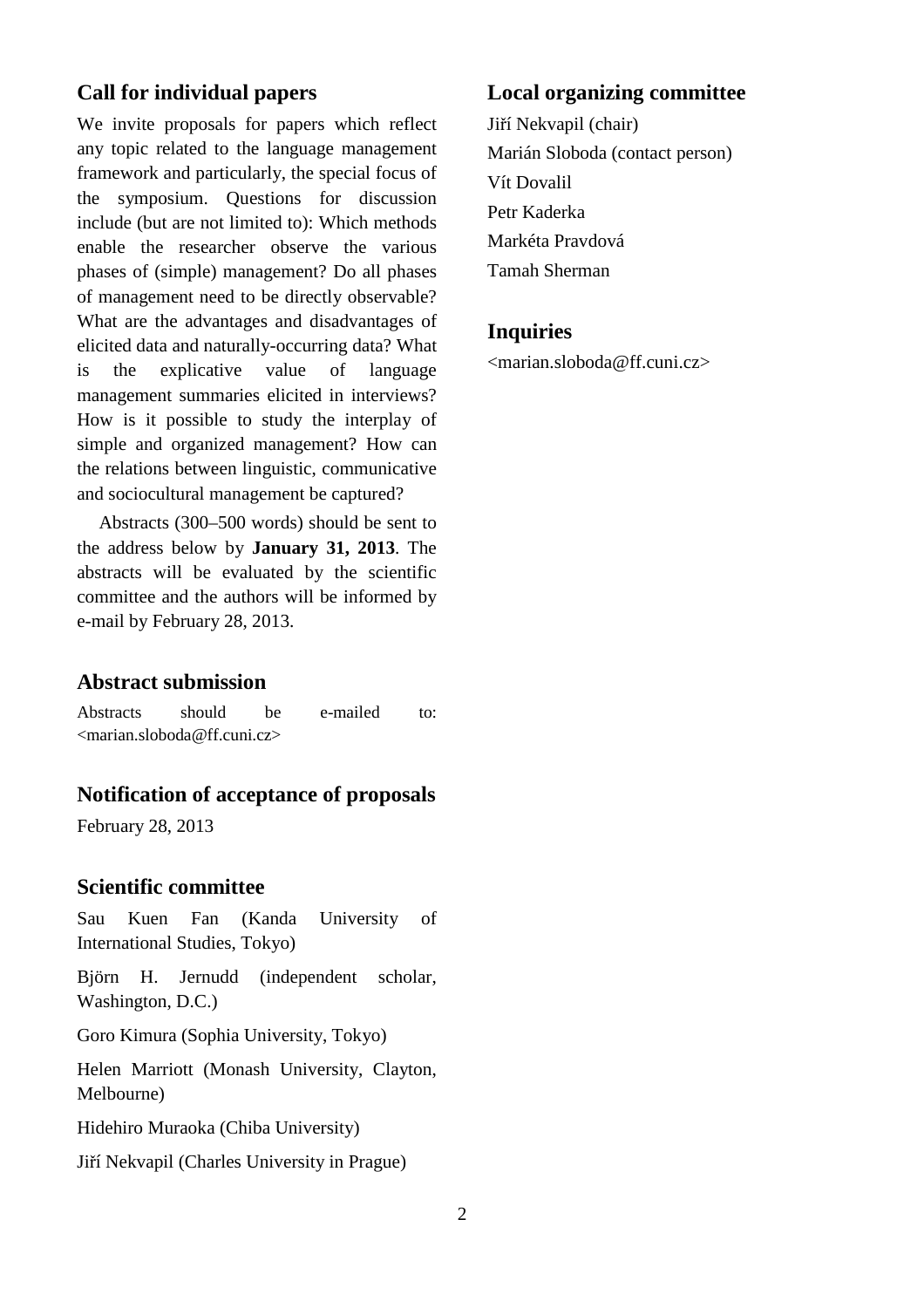## Call for individual papers

We invite proposals for papers which reflect any topic related to the language management framework and particularly, the special focus of the symposium. Questions for discussion include (but are not limited to): Which methods enable the researcher observe the various phases of (simple) management? Do all phases of management need to be directly observable? What are the advantages and disadvantages of elicited data and naturally-occurring data? What is the explicative value of language management summaries elicited in interviews? How is it possible to study the interplay of simple and organized management? How can the relations between linguistic, communicative and sociocultural management be captured?

Abstracts (300–500 words) should be sent to the address below by **January 31, 2013**. The abstracts will be evaluated by the scientific committee and the authors will be informed by e-mail by February 28, 2013.

## Abstract submission

Abstracts should be e-mailed to: <marian.sloboda@ff.cuni.cz>

## Notification of acceptance of proposals

February 28, 2013

## Scientific committee

Sau Kuen Fan (Kanda University of International Studies, Tokyo)

Björn H. Jernudd (independent scholar, Washington, D.C.)

Goro Kimura (Sophia University, Tokyo)

Helen Marriott (Monash University, Clayton, Melbourne)

Hidehiro Muraoka (Chiba University)

Jiří Nekvapil (Charles University in Prague)

## Local organizing committee

Jiří Nekvapil (chair)

Marián Sloboda (contact person)

Vít Dovalil

Petr Kaderka

Markéta Pravdová

Tamah Sherman

## Inquiries

<marian.sloboda@ff.cuni.cz>